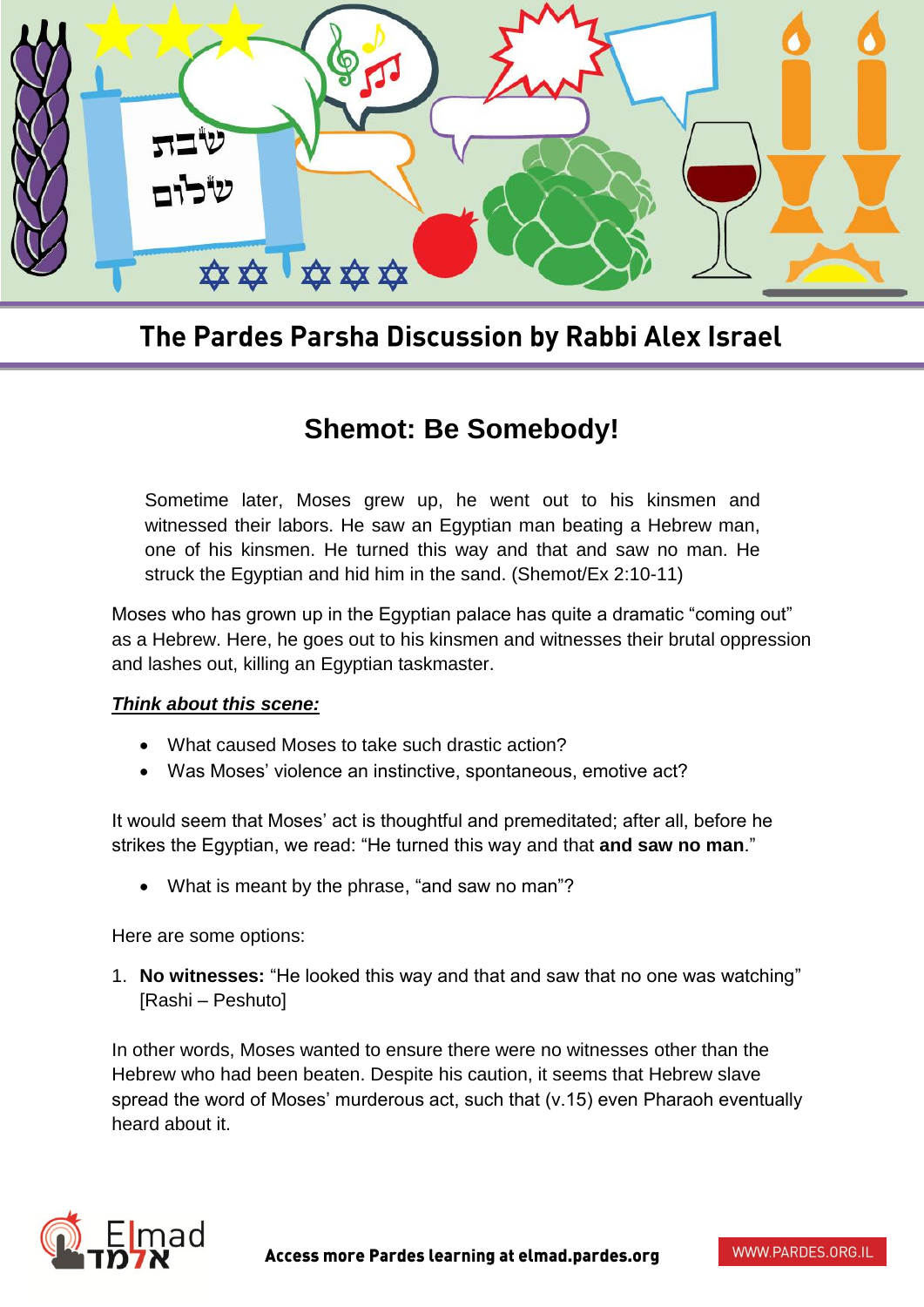## The Pardes Parsha Discussion by Rabbi Alex Israel

# Shemot: Be Somebody!

> Sometime later, Moses grew up, he went out to his kinsmen and witnessed their labors. He saw an Egyptian man beating a Hebrew man, one of his kinsmen. He turned this way and that and saw no man. He struck the Egyptian and hid him in the sand. (Shemot/Ex 2:10-11)

Moses who has grown up in the Egyptian palace has quite a dramatic "coming out" as a Hebrew. Here, he goes out to his kinsmen and witnesses their brutal oppression and lashes out, killing an Egyptian taskmaster.

***Think about this scene:***

- What caused Moses to take such drastic action?
- Was Moses' violence an instinctive, spontaneous, emotive act?

It would seem that Moses' act is thoughtful and premeditated; after all, before he strikes the Egyptian, we read: "He turned this way and that **and saw no man**."

- What is meant by the phrase, "and saw no man"?

Here are some options:

1. **No witnesses:** "He looked this way and that and saw that no one was watching" [Rashi – Peshuto]

In other words, Moses wanted to ensure there were no witnesses other than the Hebrew who had been beaten. Despite his caution, it seems that Hebrew slave spread the word of Moses' murderous act, such that (v.15) even Pharaoh eventually heard about it.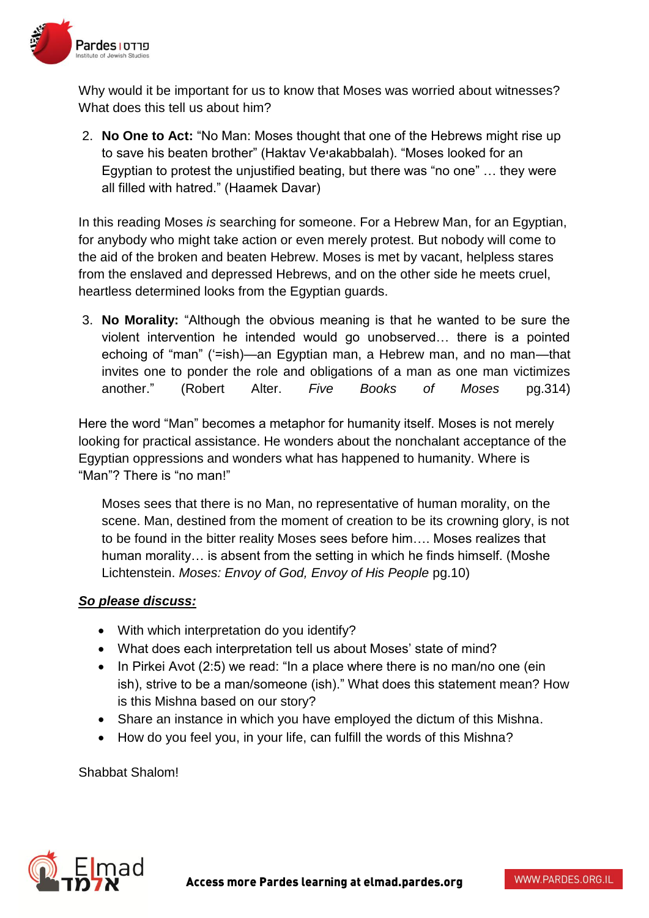Why would it be important for us to know that Moses was worried about witnesses? What does this tell us about him?

2. **No One to Act:** "No Man: Moses thought that one of the Hebrews might rise up to save his beaten brother" (Haktav Ve'akabbalah). "Moses looked for an Egyptian to protest the unjustified beating, but there was "no one" … they were all filled with hatred." (Haamek Davar)

In this reading Moses *is* searching for someone. For a Hebrew Man, for an Egyptian, for anybody who might take action or even merely protest. But nobody will come to the aid of the broken and beaten Hebrew. Moses is met by vacant, helpless stares from the enslaved and depressed Hebrews, and on the other side he meets cruel, heartless determined looks from the Egyptian guards.

3. **No Morality:** "Although the obvious meaning is that he wanted to be sure the violent intervention he intended would go unobserved… there is a pointed echoing of "man" ('=ish)—an Egyptian man, a Hebrew man, and no man—that invites one to ponder the role and obligations of a man as one man victimizes another." (Robert Alter. *Five Books of Moses* pg.314)

Here the word "Man" becomes a metaphor for humanity itself. Moses is not merely looking for practical assistance. He wonders about the nonchalant acceptance of the Egyptian oppressions and wonders what has happened to humanity. Where is "Man"? There is "no man!"

> Moses sees that there is no Man, no representative of human morality, on the scene. Man, destined from the moment of creation to be its crowning glory, is not to be found in the bitter reality Moses sees before him…. Moses realizes that human morality… is absent from the setting in which he finds himself. (Moshe Lichtenstein. *Moses: Envoy of God, Envoy of His People* pg.10)

***So please discuss:***

- With which interpretation do you identify?
- What does each interpretation tell us about Moses' state of mind?
- In Pirkei Avot (2:5) we read: "In a place where there is no man/no one (ein ish), strive to be a man/someone (ish)." What does this statement mean? How is this Mishna based on our story?
- Share an instance in which you have employed the dictum of this Mishna.
- How do you feel you, in your life, can fulfill the words of this Mishna?

Shabbat Shalom!

**Access more Pardes learning at elmad.pardes.org**

WWW.PARDES.ORG.IL